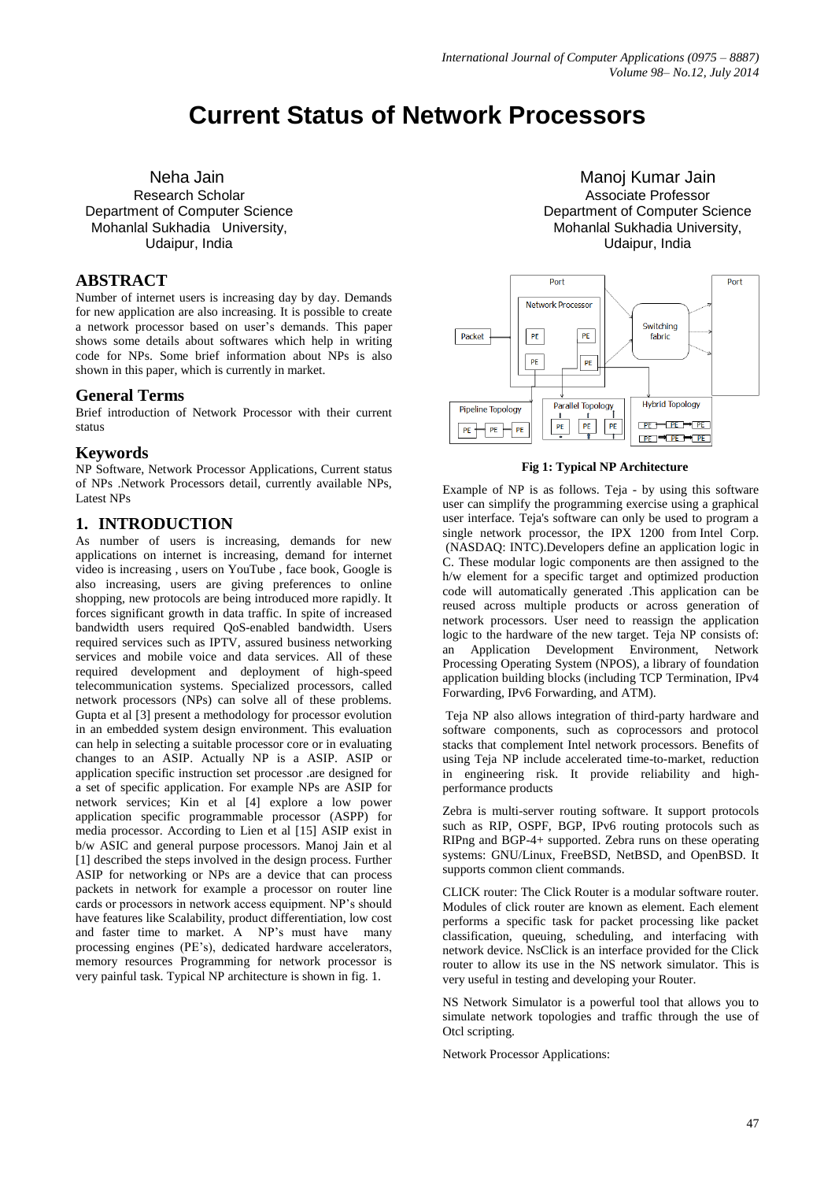# Current Status of Network Processors

Neha Jain
Research Scholar
Department of Computer Science
Mohanlal Sukhadia University,
Udaipur, India

Manoj Kumar Jain
Associate Professor
Department of Computer Science
Mohanlal Sukhadia University,
Udaipur, India

## ABSTRACT

Number of internet users is increasing day by day. Demands for new application are also increasing. It is possible to create a network processor based on user's demands. This paper shows some details about softwares which help in writing code for NPs. Some brief information about NPs is also shown in this paper, which is currently in market.

## General Terms

Brief introduction of Network Processor with their current status

## Keywords

NP Software, Network Processor Applications, Current status of NPs .Network Processors detail, currently available NPs, Latest NPs

## 1. INTRODUCTION

As number of users is increasing, demands for new applications on internet is increasing, demand for internet video is increasing , users on YouTube , face book, Google is also increasing, users are giving preferences to online shopping, new protocols are being introduced more rapidly. It forces significant growth in data traffic. In spite of increased bandwidth users required QoS-enabled bandwidth. Users required services such as IPTV, assured business networking services and mobile voice and data services. All of these required development and deployment of high-speed telecommunication systems. Specialized processors, called network processors (NPs) can solve all of these problems. Gupta et al [3] present a methodology for processor evolution in an embedded system design environment. This evaluation can help in selecting a suitable processor core or in evaluating changes to an ASIP. Actually NP is a ASIP. ASIP or application specific instruction set processor .are designed for a set of specific application. For example NPs are ASIP for network services; Kin et al [4] explore a low power application specific programmable processor (ASPP) for media processor. According to Lien et al [15] ASIP exist in b/w ASIC and general purpose processors. Manoj Jain et al [1] described the steps involved in the design process. Further ASIP for networking or NPs are a device that can process packets in network for example a processor on router line cards or processors in network access equipment. NP's should have features like Scalability, product differentiation, low cost and faster time to market. A NP's must have many processing engines (PE's), dedicated hardware accelerators, memory resources Programming for network processor is very painful task. Typical NP architecture is shown in fig. 1.

Fig 1: Typical NP Architecture

Example of NP is as follows. Teja - by using this software user can simplify the programming exercise using a graphical user interface. Teja's software can only be used to program a single network processor, the IPX 1200 from Intel Corp. (NASDAQ: INTC).Developers define an application logic in C. These modular logic components are then assigned to the h/w element for a specific target and optimized production code will automatically generated .This application can be reused across multiple products or across generation of network processors. User need to reassign the application logic to the hardware of the new target. Teja NP consists of: an Application Development Environment, Network Processing Operating System (NPOS), a library of foundation application building blocks (including TCP Termination, IPv4 Forwarding, IPv6 Forwarding, and ATM).

Teja NP also allows integration of third-party hardware and software components, such as coprocessors and protocol stacks that complement Intel network processors. Benefits of using Teja NP include accelerated time-to-market, reduction in engineering risk. It provide reliability and high-performance products

Zebra is multi-server routing software. It support protocols such as RIP, OSPF, BGP, IPv6 routing protocols such as RIPng and BGP-4+ supported. Zebra runs on these operating systems: GNU/Linux, FreeBSD, NetBSD, and OpenBSD. It supports common client commands.

CLICK router: The Click Router is a modular software router. Modules of click router are known as element. Each element performs a specific task for packet processing like packet classification, queuing, scheduling, and interfacing with network device. NsClick is an interface provided for the Click router to allow its use in the NS network simulator. This is very useful in testing and developing your Router.

NS Network Simulator is a powerful tool that allows you to simulate network topologies and traffic through the use of Otcl scripting.

Network Processor Applications: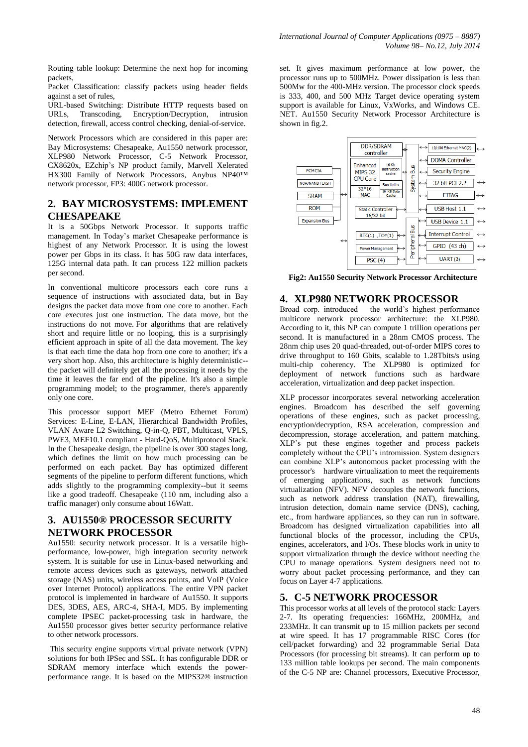Routing table lookup: Determine the next hop for incoming packets,

Packet Classification: classify packets using header fields against a set of rules,

URL-based Switching: Distribute HTTP requests based on URLs, Transcoding, Encryption/Decryption, intrusion detection, firewall, access control checking, denial-of-service.

Network Processors which are considered in this paper are: Bay Microsystems: Chesapeake, Au1550 network processor, XLP980 Network Processor, C-5 Network Processor, CX8620x, EZchip's NP product family, Marvell Xelerated HX300 Family of Network Processors, Anybus NP40™ network processor, FP3: 400G network processor.

## 2. BAY MICROSYSTEMS: IMPLEMENT CHESAPEAKE

It is a 50Gbps Network Processor. It supports traffic management. In Today's market Chesapeake performance is highest of any Network Processor. It is using the lowest power per Gbps in its class. It has 50G raw data interfaces, 125G internal data path. It can process 122 million packets per second.

In conventional multicore processors each core runs a sequence of instructions with associated data, but in Bay designs the packet data move from one core to another. Each core executes just one instruction. The data move, but the instructions do not move. For algorithms that are relatively short and require little or no looping, this is a surprisingly efficient approach in spite of all the data movement. The key is that each time the data hop from one core to another; it's a very short hop. Also, this architecture is highly deterministic--the packet will definitely get all the processing it needs by the time it leaves the far end of the pipeline. It's also a simple programming model; to the programmer, there's apparently only one core.

This processor support MEF (Metro Ethernet Forum) Services: E-Line, E-LAN, Hierarchical Bandwidth Profiles, VLAN Aware L2 Switching, Q-in-Q, PBT, Multicast, VPLS, PWE3, MEF10.1 compliant - Hard-QoS, Multiprotocol Stack. In the Chesapeake design, the pipeline is over 300 stages long, which defines the limit on how much processing can be performed on each packet. Bay has optimized different segments of the pipeline to perform different functions, which adds slightly to the programming complexity--but it seems like a good tradeoff. Chesapeake (110 nm, including also a traffic manager) only consume about 16Watt.

## 3. AU1550® PROCESSOR SECURITY NETWORK PROCESSOR

Au1550: security network processor. It is a versatile high-performance, low-power, high integration security network system. It is suitable for use in Linux-based networking and remote access devices such as gateways, network attached storage (NAS) units, wireless access points, and VoIP (Voice over Internet Protocol) applications. The entire VPN packet protocol is implemented in hardware of Au1550. It supports DES, 3DES, AES, ARC-4, SHA-I, MD5. By implementing complete IPSEC packet-processing task in hardware, the Au1550 processor gives better security performance relative to other network processors.

This security engine supports virtual private network (VPN) solutions for both IPSec and SSL. It has configurable DDR or SDRAM memory interface which extends the power-performance range. It is based on the MIPS32® instruction set. It gives maximum performance at low power, the processor runs up to 500MHz. Power dissipation is less than 500Mw for the 400-MHz version. The processor clock speeds is 333, 400, and 500 MHz Target device operating system support is available for Linux, VxWorks, and Windows CE. NET. Au1550 Security Network Processor Architecture is shown in fig.2.

**Fig2: Au1550 Security Network Processor Architecture**

## 4. XLP980 NETWORK PROCESSOR

Broad corp. introduced the world's highest performance multicore network processor architecture: the XLP980. According to it, this NP can compute 1 trillion operations per second. It is manufactured in a 28nm CMOS process. The 28nm chip uses 20 quad-threaded, out-of-order MIPS cores to drive throughput to 160 Gbits, scalable to 1.28Tbits/s using multi-chip coherency. The XLP980 is optimized for deployment of network functions such as hardware acceleration, virtualization and deep packet inspection.

XLP processor incorporates several networking acceleration engines. Broadcom has described the self governing operations of these engines, such as packet processing, encryption/decryption, RSA acceleration, compression and decompression, storage acceleration, and pattern matching. XLP's put these engines together and process packets completely without the CPU's intromission. System designers can combine XLP's autonomous packet processing with the processor's hardware virtualization to meet the requirements of emerging applications, such as network functions virtualization (NFV). NFV decouples the network functions, such as network address translation (NAT), firewalling, intrusion detection, domain name service (DNS), caching, etc., from hardware appliances, so they can run in software. Broadcom has designed virtualization capabilities into all functional blocks of the processor, including the CPUs, engines, accelerators, and I/Os. These blocks work in unity to support virtualization through the device without needing the CPU to manage operations. System designers need not to worry about packet processing performance, and they can focus on Layer 4-7 applications.

## 5. C-5 NETWORK PROCESSOR

This processor works at all levels of the protocol stack: Layers 2-7. Its operating frequencies: 166MHz, 200MHz, and 233MHz. It can transmit up to 15 million packets per second at wire speed. It has 17 programmable RISC Cores (for cell/packet forwarding) and 32 programmable Serial Data Processors (for processing bit streams). It can perform up to 133 million table lookups per second. The main components of the C-5 NP are: Channel processors, Executive Processor,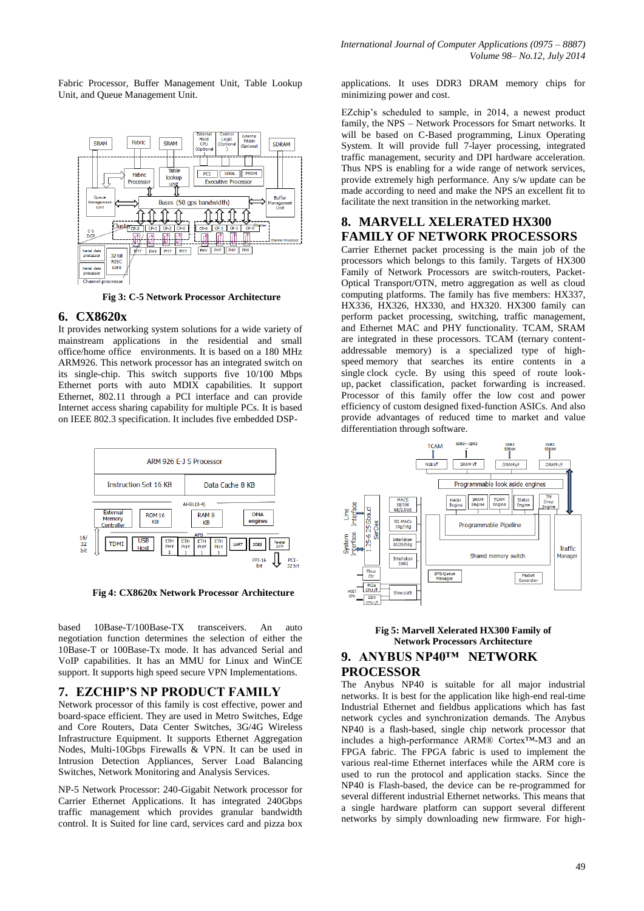Fabric Processor, Buffer Management Unit, Table Lookup Unit, and Queue Management Unit.

**Fig 3: C-5 Network Processor Architecture**

## 6. CX8620x

It provides networking system solutions for a wide variety of mainstream applications in the residential and small office/home office environments. It is based on a 180 MHz ARM926. This network processor has an integrated switch on its single-chip. This switch supports five 10/100 Mbps Ethernet ports with auto MDIX capabilities. It support Ethernet, 802.11 through a PCI interface and can provide Internet access sharing capability for multiple PCs. It is based on IEEE 802.3 specification. It includes five embedded DSP-based 10Base-T/100Base-TX transceivers. An auto negotiation function determines the selection of either the 10Base-T or 100Base-Tx mode. It has advanced Serial and VoIP capabilities. It has an MMU for Linux and WinCE support. It supports high speed secure VPN Implementations.

**Fig 4: CX8620x Network Processor Architecture**

## 7. EZCHIP'S NP PRODUCT FAMILY

Network processor of this family is cost effective, power and board-space efficient. They are used in Metro Switches, Edge and Core Routers, Data Center Switches, 3G/4G Wireless Infrastructure Equipment. It supports Ethernet Aggregation Nodes, Multi-10Gbps Firewalls & VPN. It can be used in Intrusion Detection Appliances, Server Load Balancing Switches, Network Monitoring and Analysis Services.

NP-5 Network Processor: 240-Gigabit Network processor for Carrier Ethernet Applications. It has integrated 240Gbps traffic management which provides granular bandwidth control. It is Suited for line card, services card and pizza box applications. It uses DDR3 DRAM memory chips for minimizing power and cost.

EZchip's scheduled to sample, in 2014, a newest product family, the NPS – Network Processors for Smart networks. It will be based on C-Based programming, Linux Operating System. It will provide full 7-layer processing, integrated traffic management, security and DPI hardware acceleration. Thus NPS is enabling for a wide range of network services, provide extremely high performance. Any s/w update can be made according to need and make the NPS an excellent fit to facilitate the next transition in the networking market.

## 8. MARVELL XELERATED HX300 FAMILY OF NETWORK PROCESSORS

Carrier Ethernet packet processing is the main job of the processors which belongs to this family. Targets of HX300 Family of Network Processors are switch-routers, Packet-Optical Transport/OTN, metro aggregation as well as cloud computing platforms. The family has five members: HX337, HX336, HX326, HX330, and HX320. HX300 family can perform packet processing, switching, traffic management, and Ethernet MAC and PHY functionality. TCAM, SRAM are integrated in these processors. TCAM (ternary content-addressable memory) is a specialized type of high-speed memory that searches its entire contents in a single clock cycle. By using this speed of route look-up, packet classification, packet forwarding is increased. Processor of this family offer the low cost and power efficiency of custom designed fixed-function ASICs. And also provide advantages of reduced time to market and value differentiation through software.

**Fig 5: Marvell Xelerated HX300 Family of Network Processors Architecture**

## 9. ANYBUS NP40™ NETWORK PROCESSOR

The Anybus NP40 is suitable for all major industrial networks. It is best for the application like high-end real-time Industrial Ethernet and fieldbus applications which has fast network cycles and synchronization demands. The Anybus NP40 is a flash-based, single chip network processor that includes a high-performance ARM® Cortex™-M3 and an FPGA fabric. The FPGA fabric is used to implement the various real-time Ethernet interfaces while the ARM core is used to run the protocol and application stacks. Since the NP40 is Flash-based, the device can be re-programmed for several different industrial Ethernet networks. This means that a single hardware platform can support several different networks by simply downloading new firmware. For high-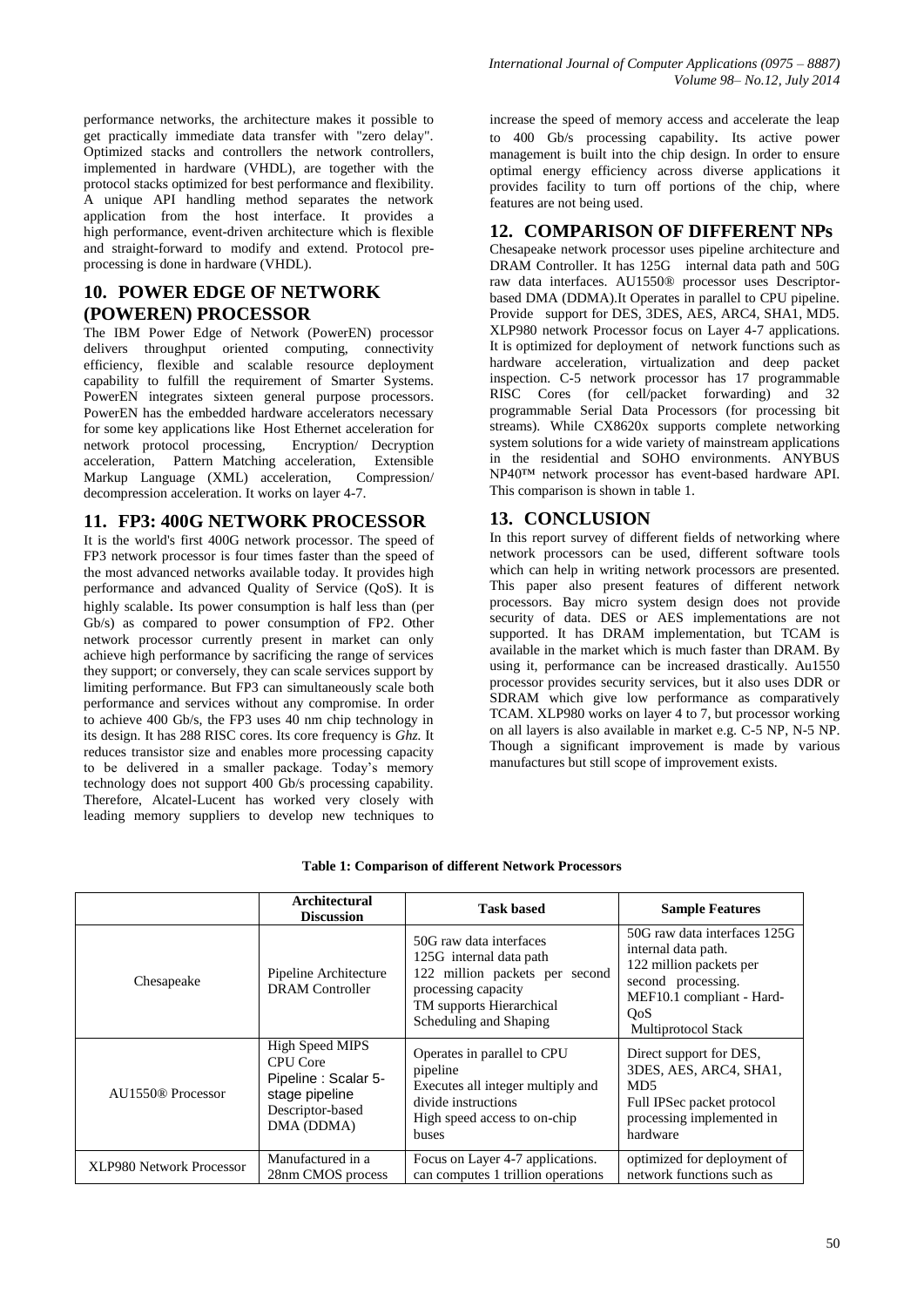performance networks, the architecture makes it possible to get practically immediate data transfer with "zero delay". Optimized stacks and controllers the network controllers, implemented in hardware (VHDL), are together with the protocol stacks optimized for best performance and flexibility. A unique API handling method separates the network application from the host interface. It provides a high performance, event-driven architecture which is flexible and straight-forward to modify and extend. Protocol pre-processing is done in hardware (VHDL).

## 10. POWER EDGE OF NETWORK (POWEREN) PROCESSOR

The IBM Power Edge of Network (PowerEN) processor delivers throughput oriented computing, connectivity efficiency, flexible and scalable resource deployment capability to fulfill the requirement of Smarter Systems. PowerEN integrates sixteen general purpose processors. PowerEN has the embedded hardware accelerators necessary for some key applications like Host Ethernet acceleration for network protocol processing, Encryption/ Decryption acceleration, Pattern Matching acceleration, Extensible Markup Language (XML) acceleration, Compression/ decompression acceleration. It works on layer 4-7.

## 11. FP3: 400G NETWORK PROCESSOR

It is the world's first 400G network processor. The speed of FP3 network processor is four times faster than the speed of the most advanced networks available today. It provides high performance and advanced Quality of Service (QoS). It is highly scalable. Its power consumption is half less than (per Gb/s) as compared to power consumption of FP2. Other network processor currently present in market can only achieve high performance by sacrificing the range of services they support; or conversely, they can scale services support by limiting performance. But FP3 can simultaneously scale both performance and services without any compromise. In order to achieve 400 Gb/s, the FP3 uses 40 nm chip technology in its design. It has 288 RISC cores. Its core frequency is *Ghz.* It reduces transistor size and enables more processing capacity to be delivered in a smaller package. Today's memory technology does not support 400 Gb/s processing capability. Therefore, Alcatel-Lucent has worked very closely with leading memory suppliers to develop new techniques to increase the speed of memory access and accelerate the leap to 400 Gb/s processing capability. Its active power management is built into the chip design. In order to ensure optimal energy efficiency across diverse applications it provides facility to turn off portions of the chip, where features are not being used.

## 12. COMPARISON OF DIFFERENT NPs

Chesapeake network processor uses pipeline architecture and DRAM Controller. It has 125G internal data path and 50G raw data interfaces. AU1550® processor uses Descriptor-based DMA (DDMA).It Operates in parallel to CPU pipeline. Provide support for DES, 3DES, AES, ARC4, SHA1, MD5. XLP980 network Processor focus on Layer 4-7 applications. It is optimized for deployment of network functions such as hardware acceleration, virtualization and deep packet inspection. C-5 network processor has 17 programmable RISC Cores (for cell/packet forwarding) and 32 programmable Serial Data Processors (for processing bit streams). While CX8620x supports complete networking system solutions for a wide variety of mainstream applications in the residential and SOHO environments. ANYBUS NP40™ network processor has event-based hardware API. This comparison is shown in table 1.

## 13. CONCLUSION

In this report survey of different fields of networking where network processors can be used, different software tools which can help in writing network processors are presented. This paper also present features of different network processors. Bay micro system design does not provide security of data. DES or AES implementations are not supported. It has DRAM implementation, but TCAM is available in the market which is much faster than DRAM. By using it, performance can be increased drastically. Au1550 processor provides security services, but it also uses DDR or SDRAM which give low performance as comparatively TCAM. XLP980 works on layer 4 to 7, but processor working on all layers is also available in market e.g. C-5 NP, N-5 NP. Though a significant improvement is made by various manufactures but still scope of improvement exists.

**Table 1: Comparison of different Network Processors**

| | Architectural Discussion | Task based | Sample Features |
|---|---|---|---|
| Chesapeake | Pipeline Architecture DRAM Controller | 50G raw data interfaces 125G internal data path 122 million packets per second processing capacity TM supports Hierarchical Scheduling and Shaping | 50G raw data interfaces 125G internal data path. 122 million packets per second processing. MEF10.1 compliant - Hard-QoS Multiprotocol Stack |
| AU1550® Processor | High Speed MIPS CPU Core Pipeline : Scalar 5-stage pipeline Descriptor-based DMA (DDMA) | Operates in parallel to CPU pipeline Executes all integer multiply and divide instructions High speed access to on-chip buses | Direct support for DES, 3DES, AES, ARC4, SHA1, MD5 Full IPSec packet protocol processing implemented in hardware |
| XLP980 Network Processor | Manufactured in a 28nm CMOS process | Focus on Layer 4-7 applications. can computes 1 trillion operations | optimized for deployment of network functions such as |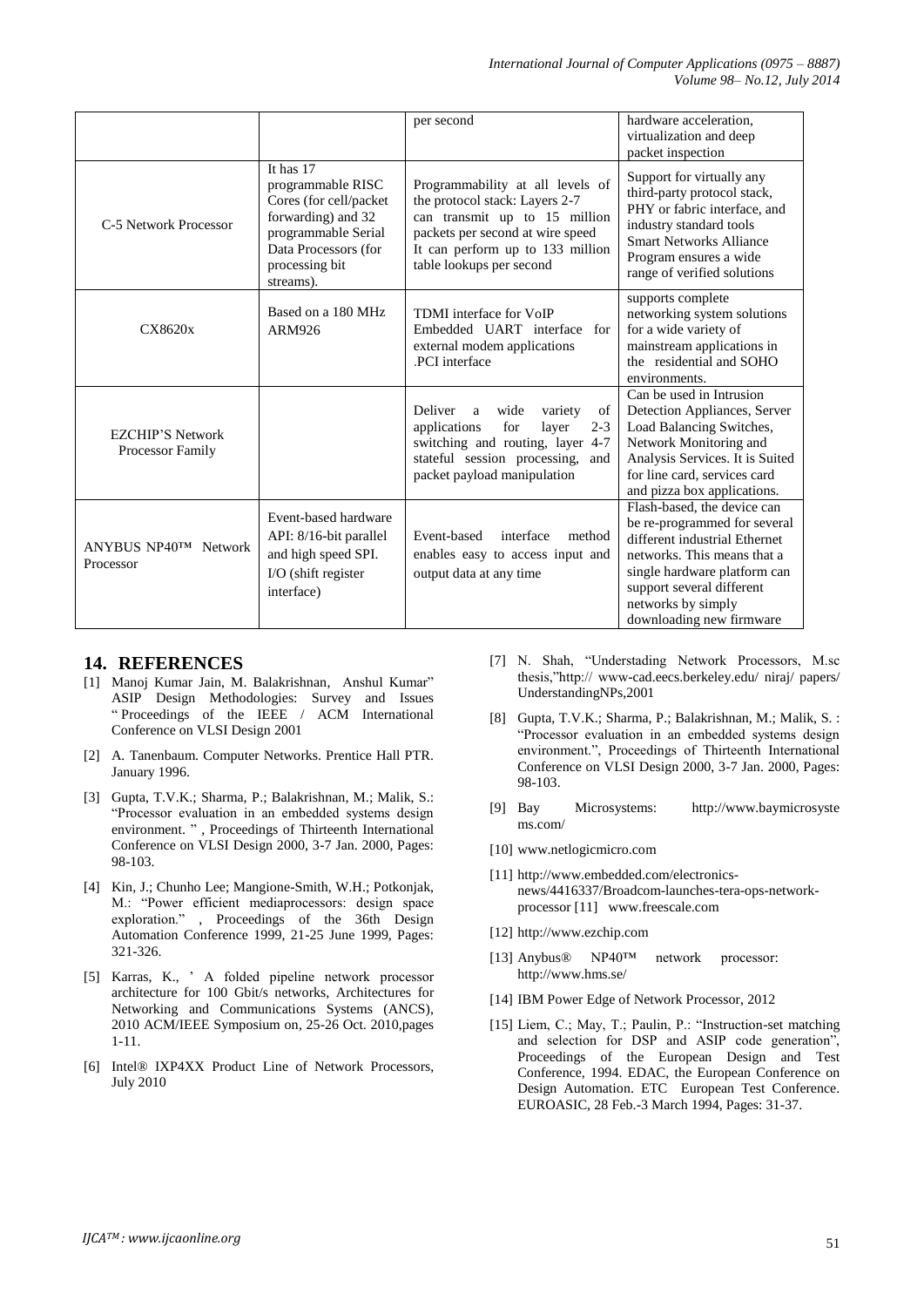| | | | |
|---|---|---|---|
| | | per second | hardware acceleration, virtualization and deep packet inspection |
| C-5 Network Processor | It has 17 programmable RISC Cores (for cell/packet forwarding) and 32 programmable Serial Data Processors (for processing bit streams). | Programmability at all levels of the protocol stack: Layers 2-7 can transmit up to 15 million packets per second at wire speed It can perform up to 133 million table lookups per second | Support for virtually any third-party protocol stack, PHY or fabric interface, and industry standard tools Smart Networks Alliance Program ensures a wide range of verified solutions |
| CX8620x | Based on a 180 MHz ARM926 | TDMI interface for VoIP Embedded UART interface for external modem applications .PCI interface | supports complete networking system solutions for a wide variety of mainstream applications in the residential and SOHO environments. |
| EZCHIP'S Network Processor Family | | Deliver a wide variety of applications for layer 2-3 switching and routing, layer 4-7 stateful session processing, and packet payload manipulation | Can be used in Intrusion Detection Appliances, Server Load Balancing Switches, Network Monitoring and Analysis Services. It is Suited for line card, services card and pizza box applications. |
| ANYBUS NP40™ Network Processor | Event-based hardware API: 8/16-bit parallel and high speed SPI. I/O (shift register interface) | Event-based interface method enables easy to access input and output data at any time | Flash-based, the device can be re-programmed for several different industrial Ethernet networks. This means that a single hardware platform can support several different networks by simply downloading new firmware |

## 14. REFERENCES

[1] Manoj Kumar Jain, M. Balakrishnan, Anshul Kumar" ASIP Design Methodologies: Survey and Issues " Proceedings of the IEEE / ACM International Conference on VLSI Design 2001

[2] A. Tanenbaum. Computer Networks. Prentice Hall PTR. January 1996.

[3] Gupta, T.V.K.; Sharma, P.; Balakrishnan, M.; Malik, S.: "Processor evaluation in an embedded systems design environment. " , Proceedings of Thirteenth International Conference on VLSI Design 2000, 3-7 Jan. 2000, Pages: 98-103.

[4] Kin, J.; Chunho Lee; Mangione-Smith, W.H.; Potkonjak, M.: "Power efficient mediaprocessors: design space exploration." , Proceedings of the 36th Design Automation Conference 1999, 21-25 June 1999, Pages: 321-326.

[5] Karras, K., ' A folded pipeline network processor architecture for 100 Gbit/s networks, Architectures for Networking and Communications Systems (ANCS), 2010 ACM/IEEE Symposium on, 25-26 Oct. 2010,pages 1-11.

[6] Intel® IXP4XX Product Line of Network Processors, July 2010

[7] N. Shah, "Understading Network Processors, M.sc thesis,"http:// www-cad.eecs.berkeley.edu/ niraj/ papers/ UnderstandingNPs,2001

[8] Gupta, T.V.K.; Sharma, P.; Balakrishnan, M.; Malik, S. : "Processor evaluation in an embedded systems design environment.", Proceedings of Thirteenth International Conference on VLSI Design 2000, 3-7 Jan. 2000, Pages: 98-103.

[9] Bay Microsystems: http://www.baymicrosystems.com/

[10] www.netlogicmicro.com

[11] http://www.embedded.com/electronics-news/4416337/Broadcom-launches-tera-ops-network-processor [11] www.freescale.com

[12] http://www.ezchip.com

[13] Anybus® NP40™ network processor: http://www.hms.se/

[14] IBM Power Edge of Network Processor, 2012

[15] Liem, C.; May, T.; Paulin, P.: "Instruction-set matching and selection for DSP and ASIP code generation", Proceedings of the European Design and Test Conference, 1994. EDAC, the European Conference on Design Automation. ETC European Test Conference. EUROASIC, 28 Feb.-3 March 1994, Pages: 31-37.